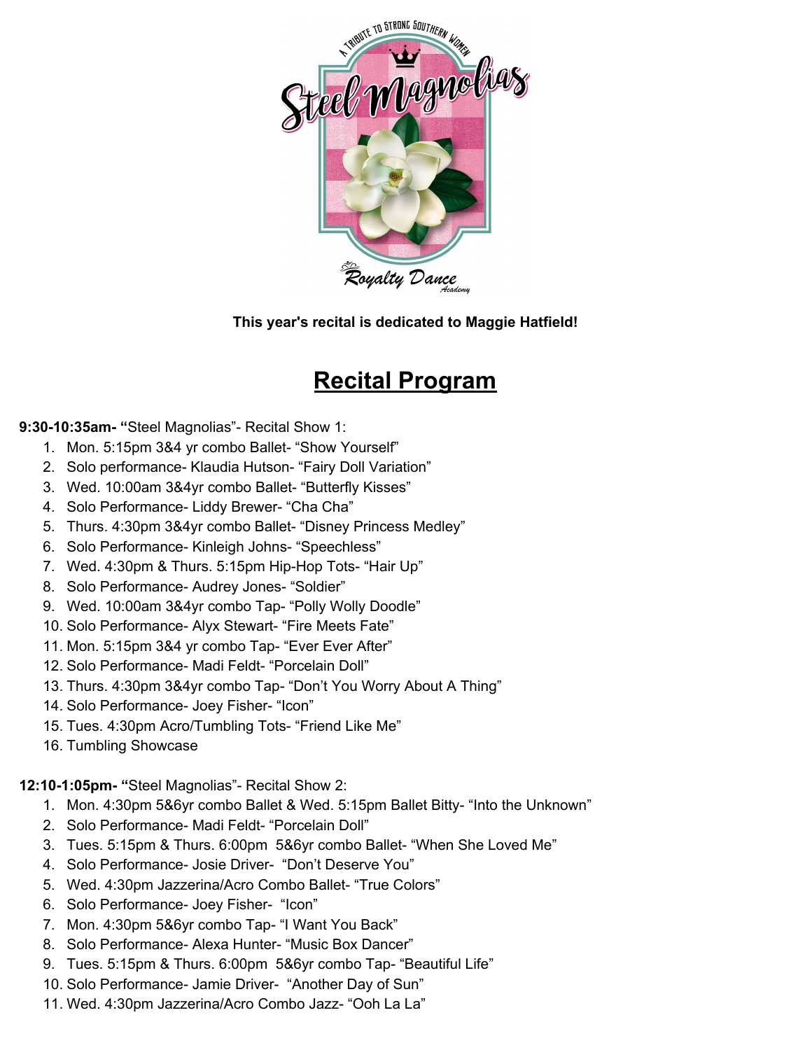**This year's recital is dedicated to Maggie Hatfield!**

# Recital Program

**9:30-10:35am- "**Steel Magnolias"- Recital Show 1:

1. Mon. 5:15pm 3&4 yr combo Ballet- "Show Yourself"
2. Solo performance- Klaudia Hutson- "Fairy Doll Variation"
3. Wed. 10:00am 3&4yr combo Ballet- "Butterfly Kisses"
4. Solo Performance- Liddy Brewer- "Cha Cha"
5. Thurs. 4:30pm 3&4yr combo Ballet- "Disney Princess Medley"
6. Solo Performance- Kinleigh Johns- "Speechless"
7. Wed. 4:30pm & Thurs. 5:15pm Hip-Hop Tots- "Hair Up"
8. Solo Performance- Audrey Jones- "Soldier"
9. Wed. 10:00am 3&4yr combo Tap- "Polly Wolly Doodle"
10. Solo Performance- Alyx Stewart- "Fire Meets Fate"
11. Mon. 5:15pm 3&4 yr combo Tap- "Ever Ever After"
12. Solo Performance- Madi Feldt- "Porcelain Doll"
13. Thurs. 4:30pm 3&4yr combo Tap- "Don't You Worry About A Thing"
14. Solo Performance- Joey Fisher- "Icon"
15. Tues. 4:30pm Acro/Tumbling Tots- "Friend Like Me"
16. Tumbling Showcase

**12:10-1:05pm- "**Steel Magnolias"- Recital Show 2:

1. Mon. 4:30pm 5&6yr combo Ballet & Wed. 5:15pm Ballet Bitty- "Into the Unknown"
2. Solo Performance- Madi Feldt- "Porcelain Doll"
3. Tues. 5:15pm & Thurs. 6:00pm 5&6yr combo Ballet- "When She Loved Me"
4. Solo Performance- Josie Driver- "Don't Deserve You"
5. Wed. 4:30pm Jazzerina/Acro Combo Ballet- "True Colors"
6. Solo Performance- Joey Fisher- "Icon"
7. Mon. 4:30pm 5&6yr combo Tap- "I Want You Back"
8. Solo Performance- Alexa Hunter- "Music Box Dancer"
9. Tues. 5:15pm & Thurs. 6:00pm 5&6yr combo Tap- "Beautiful Life"
10. Solo Performance- Jamie Driver- "Another Day of Sun"
11. Wed. 4:30pm Jazzerina/Acro Combo Jazz- "Ooh La La"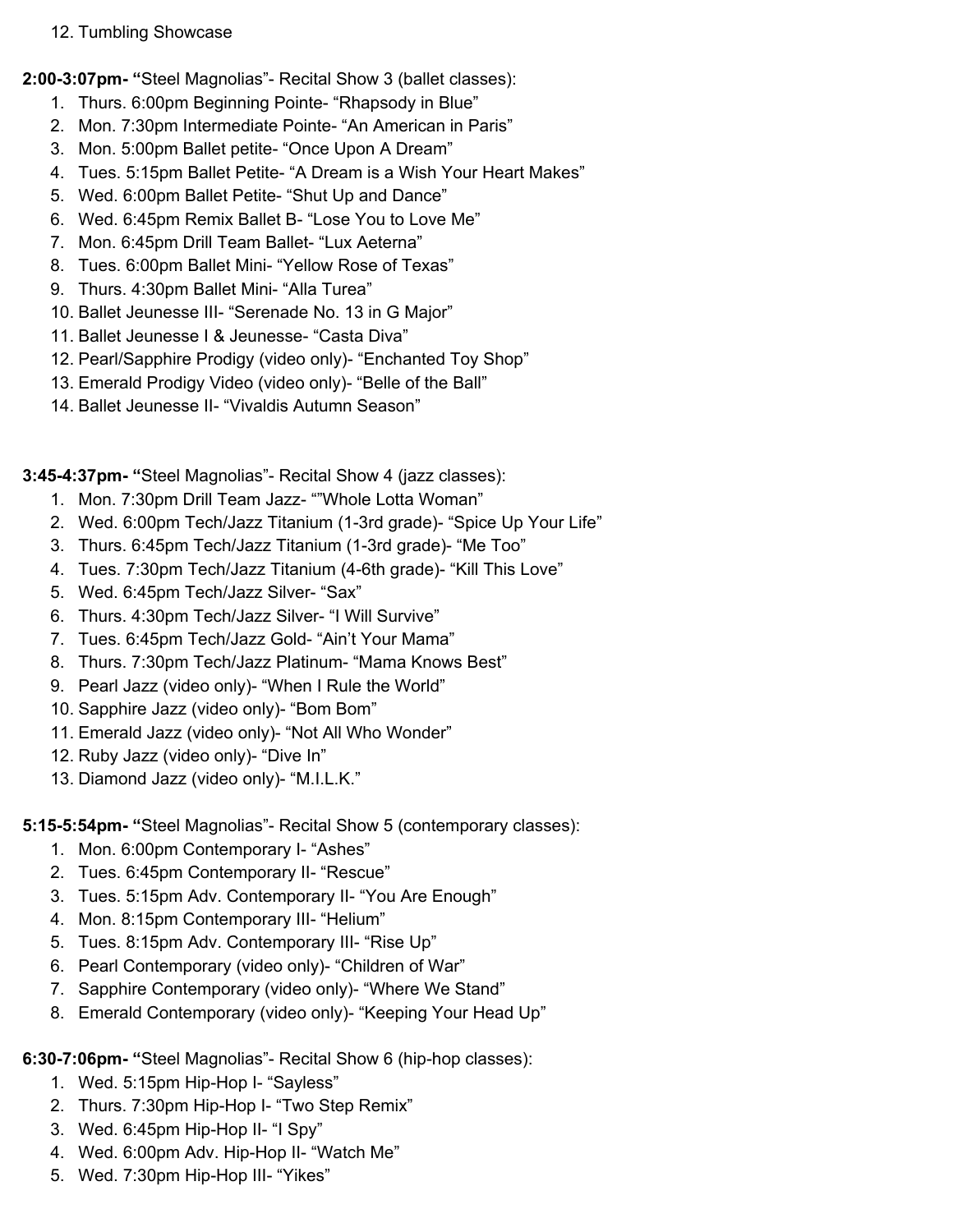12. Tumbling Showcase

**2:00-3:07pm- "**Steel Magnolias"- Recital Show 3 (ballet classes):

1. Thurs. 6:00pm Beginning Pointe- "Rhapsody in Blue"
2. Mon. 7:30pm Intermediate Pointe- "An American in Paris"
3. Mon. 5:00pm Ballet petite- "Once Upon A Dream"
4. Tues. 5:15pm Ballet Petite- "A Dream is a Wish Your Heart Makes"
5. Wed. 6:00pm Ballet Petite- "Shut Up and Dance"
6. Wed. 6:45pm Remix Ballet B- "Lose You to Love Me"
7. Mon. 6:45pm Drill Team Ballet- "Lux Aeterna"
8. Tues. 6:00pm Ballet Mini- "Yellow Rose of Texas"
9. Thurs. 4:30pm Ballet Mini- "Alla Turea"
10. Ballet Jeunesse III- "Serenade No. 13 in G Major"
11. Ballet Jeunesse I & Jeunesse- "Casta Diva"
12. Pearl/Sapphire Prodigy (video only)- "Enchanted Toy Shop"
13. Emerald Prodigy Video (video only)- "Belle of the Ball"
14. Ballet Jeunesse II- "Vivaldis Autumn Season"

**3:45-4:37pm- "**Steel Magnolias"- Recital Show 4 (jazz classes):

1. Mon. 7:30pm Drill Team Jazz- ""Whole Lotta Woman"
2. Wed. 6:00pm Tech/Jazz Titanium (1-3rd grade)- "Spice Up Your Life"
3. Thurs. 6:45pm Tech/Jazz Titanium (1-3rd grade)- "Me Too"
4. Tues. 7:30pm Tech/Jazz Titanium (4-6th grade)- "Kill This Love"
5. Wed. 6:45pm Tech/Jazz Silver- "Sax"
6. Thurs. 4:30pm Tech/Jazz Silver- "I Will Survive"
7. Tues. 6:45pm Tech/Jazz Gold- "Ain't Your Mama"
8. Thurs. 7:30pm Tech/Jazz Platinum- "Mama Knows Best"
9. Pearl Jazz (video only)- "When I Rule the World"
10. Sapphire Jazz (video only)- "Bom Bom"
11. Emerald Jazz (video only)- "Not All Who Wonder"
12. Ruby Jazz (video only)- "Dive In"
13. Diamond Jazz (video only)- "M.I.L.K."

**5:15-5:54pm- "**Steel Magnolias"- Recital Show 5 (contemporary classes):

1. Mon. 6:00pm Contemporary I- "Ashes"
2. Tues. 6:45pm Contemporary II- "Rescue"
3. Tues. 5:15pm Adv. Contemporary II- "You Are Enough"
4. Mon. 8:15pm Contemporary III- "Helium"
5. Tues. 8:15pm Adv. Contemporary III- "Rise Up"
6. Pearl Contemporary (video only)- "Children of War"
7. Sapphire Contemporary (video only)- "Where We Stand"
8. Emerald Contemporary (video only)- "Keeping Your Head Up"

**6:30-7:06pm- "**Steel Magnolias"- Recital Show 6 (hip-hop classes):

1. Wed. 5:15pm Hip-Hop I- "Sayless"
2. Thurs. 7:30pm Hip-Hop I- "Two Step Remix"
3. Wed. 6:45pm Hip-Hop II- "I Spy"
4. Wed. 6:00pm Adv. Hip-Hop II- "Watch Me"
5. Wed. 7:30pm Hip-Hop III- "Yikes"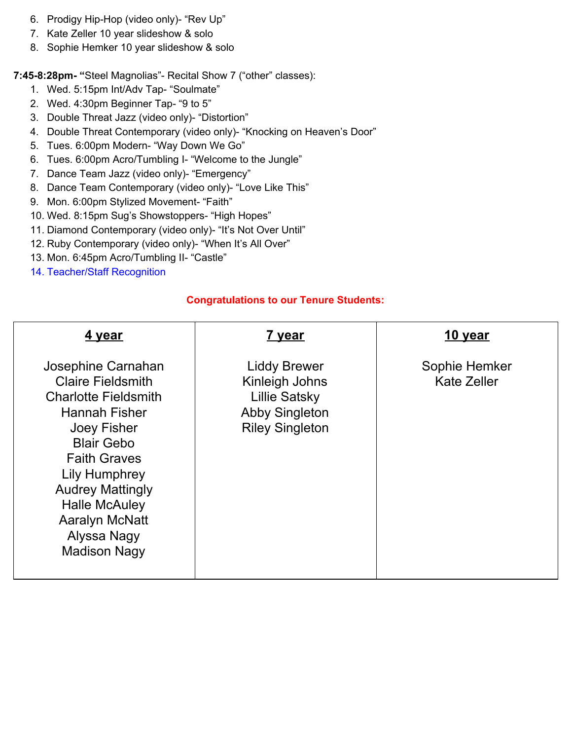6. Prodigy Hip-Hop (video only)- "Rev Up"
7. Kate Zeller 10 year slideshow & solo
8. Sophie Hemker 10 year slideshow & solo

**7:45-8:28pm- "**Steel Magnolias"- Recital Show 7 ("other" classes):

1. Wed. 5:15pm Int/Adv Tap- "Soulmate"
2. Wed. 4:30pm Beginner Tap- "9 to 5"
3. Double Threat Jazz (video only)- "Distortion"
4. Double Threat Contemporary (video only)- "Knocking on Heaven's Door"
5. Tues. 6:00pm Modern- "Way Down We Go"
6. Tues. 6:00pm Acro/Tumbling I- "Welcome to the Jungle"
7. Dance Team Jazz (video only)- "Emergency"
8. Dance Team Contemporary (video only)- "Love Like This"
9. Mon. 6:00pm Stylized Movement- "Faith"
10. Wed. 8:15pm Sug's Showstoppers- "High Hopes"
11. Diamond Contemporary (video only)- "It's Not Over Until"
12. Ruby Contemporary (video only)- "When It's All Over"
13. Mon. 6:45pm Acro/Tumbling II- "Castle"
14. Teacher/Staff Recognition

**Congratulations to our Tenure Students:**

| **4 year** | **7 year** | **10 year** |
|---|---|---|
| Josephine Carnahan | Liddy Brewer | Sophie Hemker |
| Claire Fieldsmith | Kinleigh Johns | Kate Zeller |
| Charlotte Fieldsmith | Lillie Satsky | |
| Hannah Fisher | Abby Singleton | |
| Joey Fisher | Riley Singleton | |
| Blair Gebo | | |
| Faith Graves | | |
| Lily Humphrey | | |
| Audrey Mattingly | | |
| Halle McAuley | | |
| Aaralyn McNatt | | |
| Alyssa Nagy | | |
| Madison Nagy | | |